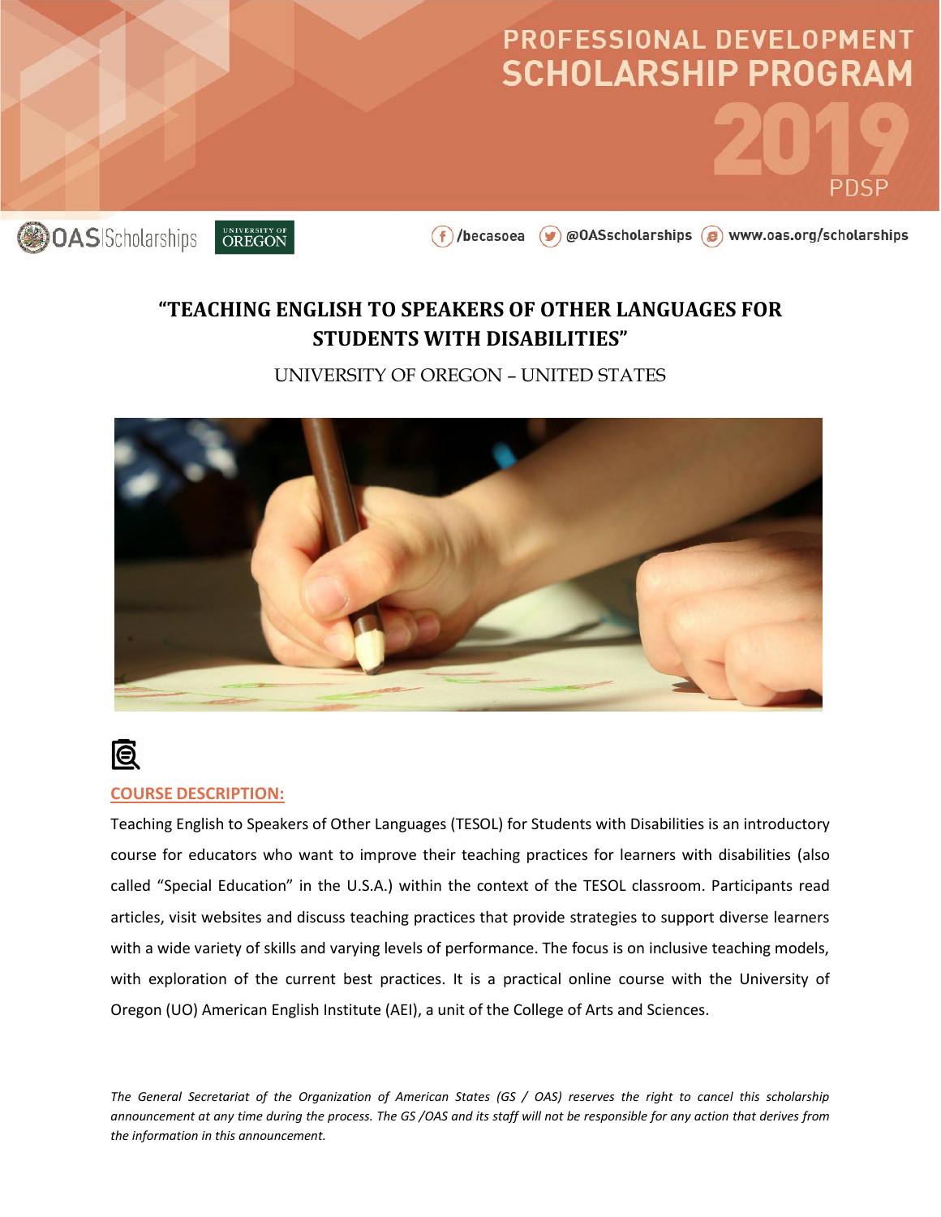# PROFESSIONAL DEVELOPMENT SCHOLARSHIP PROGRAM 2019

PDSP

OAS Scholarships | University of Oregon

/becasoea | @OASscholarships | www.oas.org/scholarships

## "TEACHING ENGLISH TO SPEAKERS OF OTHER LANGUAGES FOR STUDENTS WITH DISABILITIES"

UNIVERSITY OF OREGON – UNITED STATES

### COURSE DESCRIPTION:

Teaching English to Speakers of Other Languages (TESOL) for Students with Disabilities is an introductory course for educators who want to improve their teaching practices for learners with disabilities (also called "Special Education" in the U.S.A.) within the context of the TESOL classroom. Participants read articles, visit websites and discuss teaching practices that provide strategies to support diverse learners with a wide variety of skills and varying levels of performance. The focus is on inclusive teaching models, with exploration of the current best practices. It is a practical online course with the University of Oregon (UO) American English Institute (AEI), a unit of the College of Arts and Sciences.

*The General Secretariat of the Organization of American States (GS / OAS) reserves the right to cancel this scholarship announcement at any time during the process. The GS /OAS and its staff will not be responsible for any action that derives from the information in this announcement.*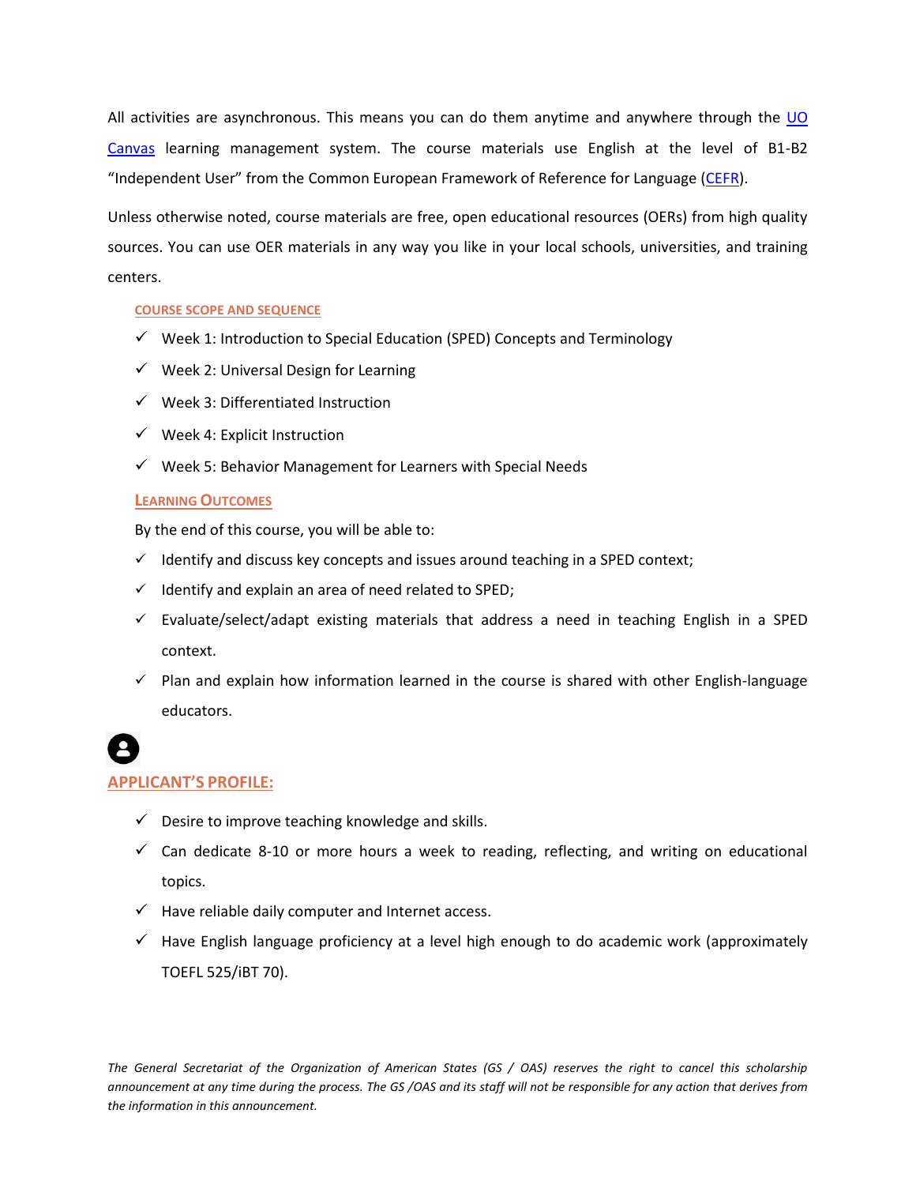All activities are asynchronous. This means you can do them anytime and anywhere through the [UO Canvas](#) learning management system. The course materials use English at the level of B1-B2 "Independent User" from the Common European Framework of Reference for Language ([CEFR](#)).

Unless otherwise noted, course materials are free, open educational resources (OERs) from high quality sources. You can use OER materials in any way you like in your local schools, universities, and training centers.

### COURSE SCOPE AND SEQUENCE

- ✓ Week 1: Introduction to Special Education (SPED) Concepts and Terminology
- ✓ Week 2: Universal Design for Learning
- ✓ Week 3: Differentiated Instruction
- ✓ Week 4: Explicit Instruction
- ✓ Week 5: Behavior Management for Learners with Special Needs

### LEARNING OUTCOMES

By the end of this course, you will be able to:

- ✓ Identify and discuss key concepts and issues around teaching in a SPED context;
- ✓ Identify and explain an area of need related to SPED;
- ✓ Evaluate/select/adapt existing materials that address a need in teaching English in a SPED context.
- ✓ Plan and explain how information learned in the course is shared with other English-language educators.

## APPLICANT'S PROFILE:

- ✓ Desire to improve teaching knowledge and skills.
- ✓ Can dedicate 8-10 or more hours a week to reading, reflecting, and writing on educational topics.
- ✓ Have reliable daily computer and Internet access.
- ✓ Have English language proficiency at a level high enough to do academic work (approximately TOEFL 525/iBT 70).

*The General Secretariat of the Organization of American States (GS / OAS) reserves the right to cancel this scholarship announcement at any time during the process. The GS /OAS and its staff will not be responsible for any action that derives from the information in this announcement.*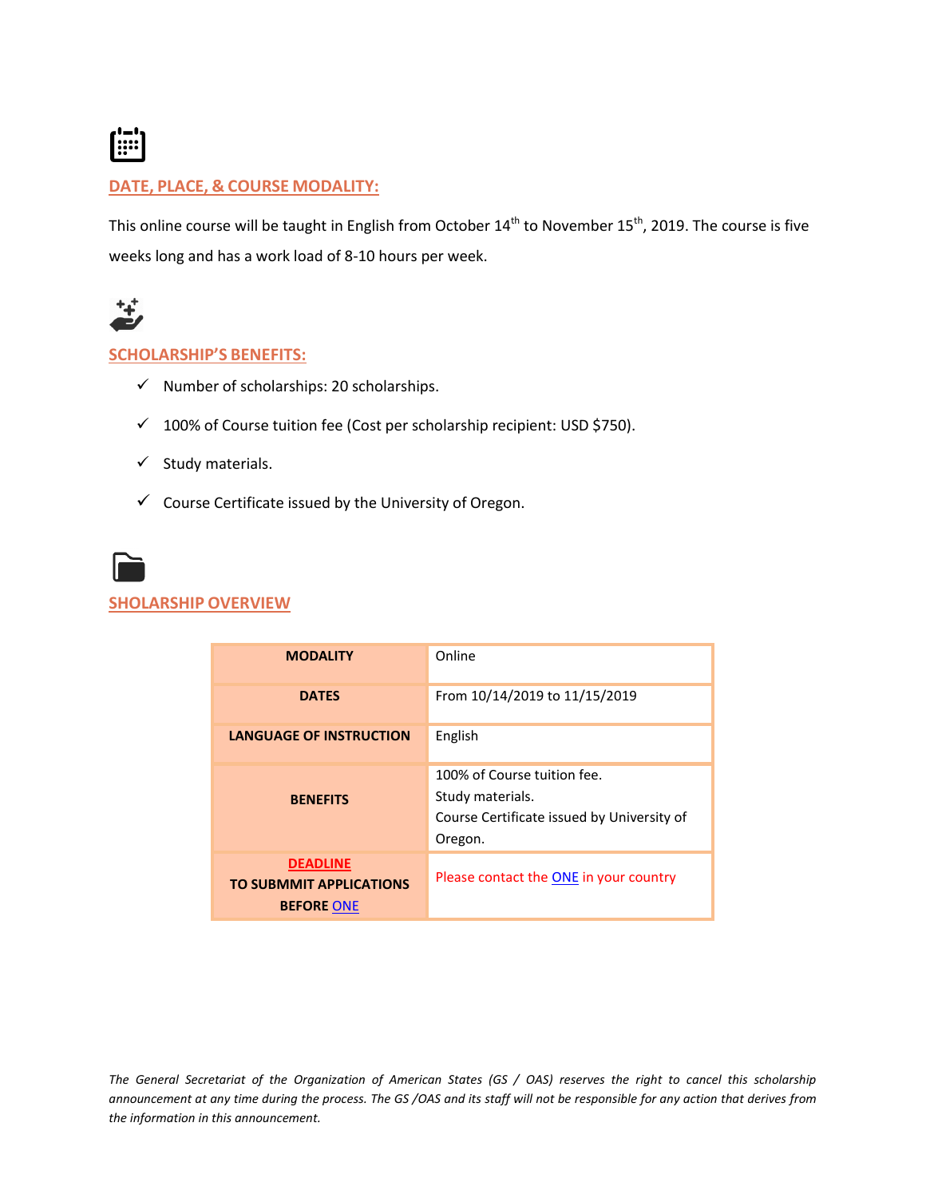## DATE, PLACE, & COURSE MODALITY:

This online course will be taught in English from October 14th to November 15th, 2019. The course is five weeks long and has a work load of 8-10 hours per week.

## SCHOLARSHIP'S BENEFITS:

- ✓ Number of scholarships: 20 scholarships.
- ✓ 100% of Course tuition fee (Cost per scholarship recipient: USD $750).
- ✓ Study materials.
- ✓ Course Certificate issued by the University of Oregon.

## SHOLARSHIP OVERVIEW

| | |
|---|---|
| **MODALITY** | Online |
| **DATES** | From 10/14/2019 to 11/15/2019 |
| **LANGUAGE OF INSTRUCTION** | English |
| **BENEFITS** | 100% of Course tuition fee.<br>Study materials.<br>Course Certificate issued by University of Oregon. |
| **DEADLINE TO SUBMMIT APPLICATIONS BEFORE ONE** | Please contact the ONE in your country |

*The General Secretariat of the Organization of American States (GS / OAS) reserves the right to cancel this scholarship announcement at any time during the process. The GS /OAS and its staff will not be responsible for any action that derives from the information in this announcement.*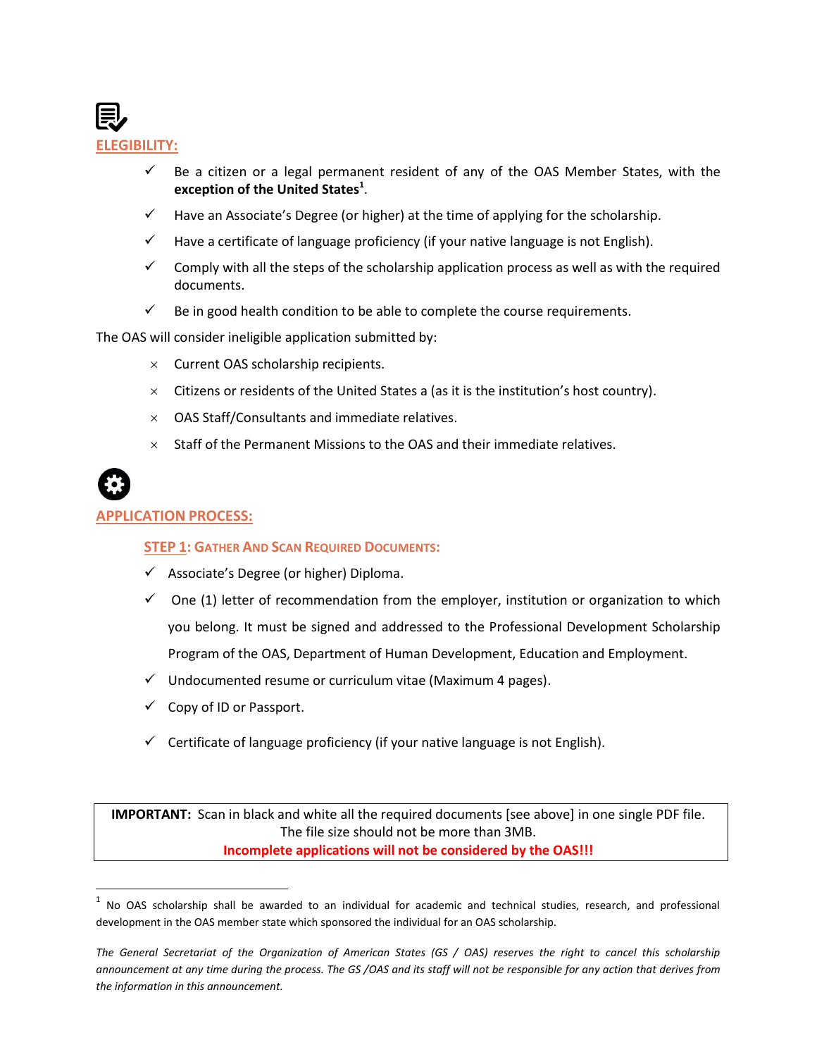## ELEGIBILITY:

- ✓ Be a citizen or a legal permanent resident of any of the OAS Member States, with the **exception of the United States**[1].
- ✓ Have an Associate's Degree (or higher) at the time of applying for the scholarship.
- ✓ Have a certificate of language proficiency (if your native language is not English).
- ✓ Comply with all the steps of the scholarship application process as well as with the required documents.
- ✓ Be in good health condition to be able to complete the course requirements.

The OAS will consider ineligible application submitted by:

- × Current OAS scholarship recipients.
- × Citizens or residents of the United States a (as it is the institution's host country).
- × OAS Staff/Consultants and immediate relatives.
- × Staff of the Permanent Missions to the OAS and their immediate relatives.

## APPLICATION PROCESS:

### STEP 1: Gather And Scan Required Documents:

- ✓ Associate's Degree (or higher) Diploma.
- ✓ One (1) letter of recommendation from the employer, institution or organization to which you belong. It must be signed and addressed to the Professional Development Scholarship Program of the OAS, Department of Human Development, Education and Employment.
- ✓ Undocumented resume or curriculum vitae (Maximum 4 pages).
- ✓ Copy of ID or Passport.
- ✓ Certificate of language proficiency (if your native language is not English).

**IMPORTANT:** Scan in black and white all the required documents [see above] in one single PDF file. The file size should not be more than 3MB.
**Incomplete applications will not be considered by the OAS!!!**

[1] No OAS scholarship shall be awarded to an individual for academic and technical studies, research, and professional development in the OAS member state which sponsored the individual for an OAS scholarship.

*The General Secretariat of the Organization of American States (GS / OAS) reserves the right to cancel this scholarship announcement at any time during the process. The GS /OAS and its staff will not be responsible for any action that derives from the information in this announcement.*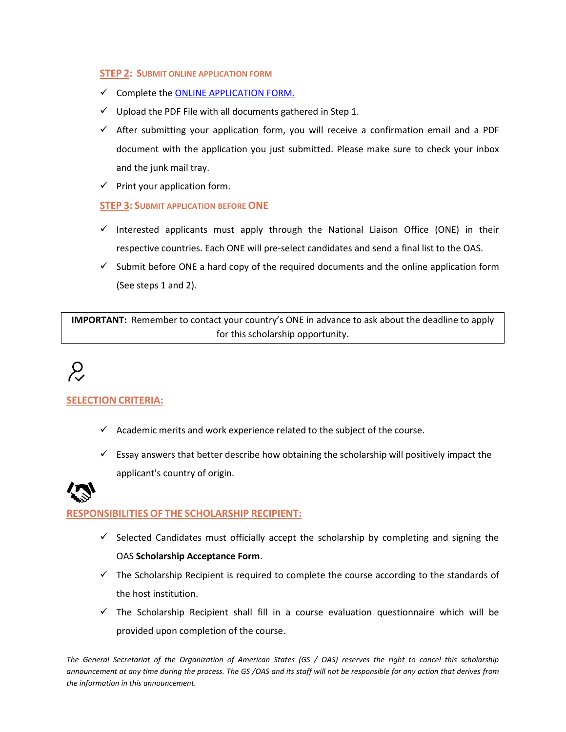## STEP 2: SUBMIT ONLINE APPLICATION FORM

- ✓ Complete the ONLINE APPLICATION FORM.
- ✓ Upload the PDF File with all documents gathered in Step 1.
- ✓ After submitting your application form, you will receive a confirmation email and a PDF document with the application you just submitted. Please make sure to check your inbox and the junk mail tray.
- ✓ Print your application form.

## STEP 3: SUBMIT APPLICATION BEFORE ONE

- ✓ Interested applicants must apply through the National Liaison Office (ONE) in their respective countries. Each ONE will pre-select candidates and send a final list to the OAS.
- ✓ Submit before ONE a hard copy of the required documents and the online application form (See steps 1 and 2).

**IMPORTANT:** Remember to contact your country's ONE in advance to ask about the deadline to apply for this scholarship opportunity.

## SELECTION CRITERIA:

- ✓ Academic merits and work experience related to the subject of the course.
- ✓ Essay answers that better describe how obtaining the scholarship will positively impact the applicant's country of origin.

## RESPONSIBILITIES OF THE SCHOLARSHIP RECIPIENT:

- ✓ Selected Candidates must officially accept the scholarship by completing and signing the OAS **Scholarship Acceptance Form**.
- ✓ The Scholarship Recipient is required to complete the course according to the standards of the host institution.
- ✓ The Scholarship Recipient shall fill in a course evaluation questionnaire which will be provided upon completion of the course.

*The General Secretariat of the Organization of American States (GS / OAS) reserves the right to cancel this scholarship announcement at any time during the process. The GS /OAS and its staff will not be responsible for any action that derives from the information in this announcement.*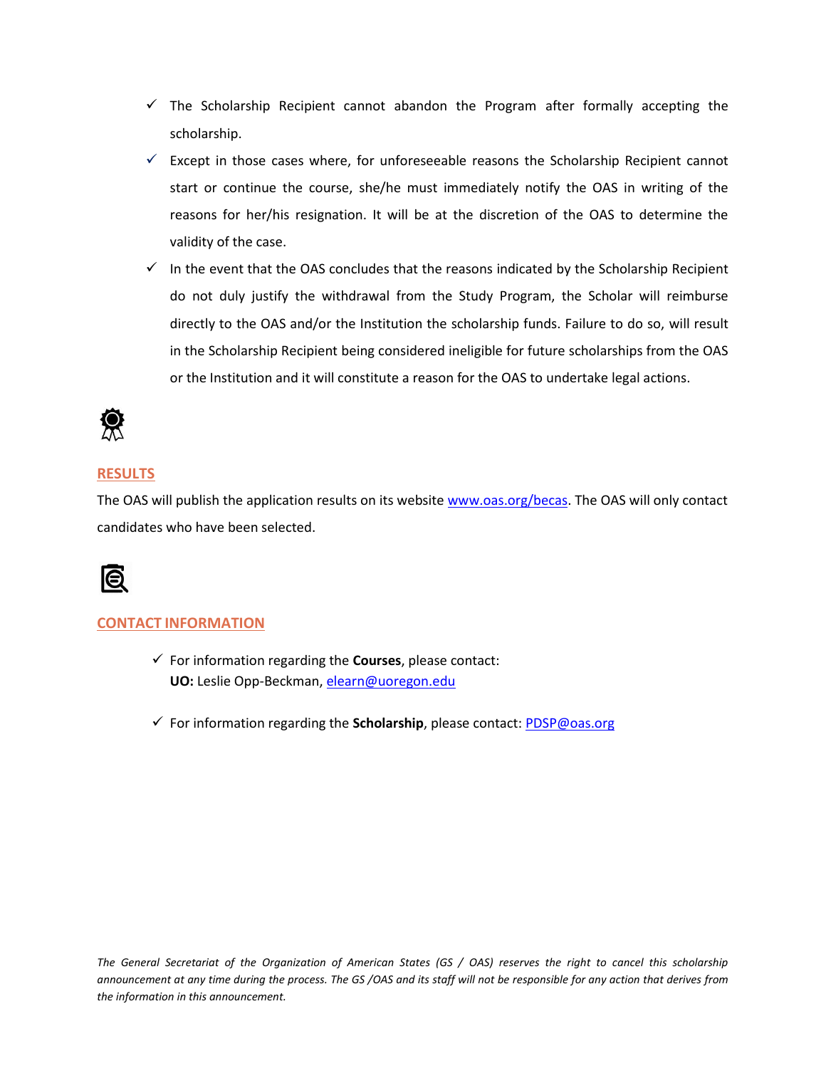- ✓ The Scholarship Recipient cannot abandon the Program after formally accepting the scholarship.
- ✓ Except in those cases where, for unforeseeable reasons the Scholarship Recipient cannot start or continue the course, she/he must immediately notify the OAS in writing of the reasons for her/his resignation. It will be at the discretion of the OAS to determine the validity of the case.
- ✓ In the event that the OAS concludes that the reasons indicated by the Scholarship Recipient do not duly justify the withdrawal from the Study Program, the Scholar will reimburse directly to the OAS and/or the Institution the scholarship funds. Failure to do so, will result in the Scholarship Recipient being considered ineligible for future scholarships from the OAS or the Institution and it will constitute a reason for the OAS to undertake legal actions.

## RESULTS

The OAS will publish the application results on its website www.oas.org/becas. The OAS will only contact candidates who have been selected.

## CONTACT INFORMATION

- ✓ For information regarding the **Courses**, please contact:
  **UO:** Leslie Opp-Beckman, elearn@uoregon.edu

- ✓ For information regarding the **Scholarship**, please contact: PDSP@oas.org

*The General Secretariat of the Organization of American States (GS / OAS) reserves the right to cancel this scholarship announcement at any time during the process. The GS /OAS and its staff will not be responsible for any action that derives from the information in this announcement.*